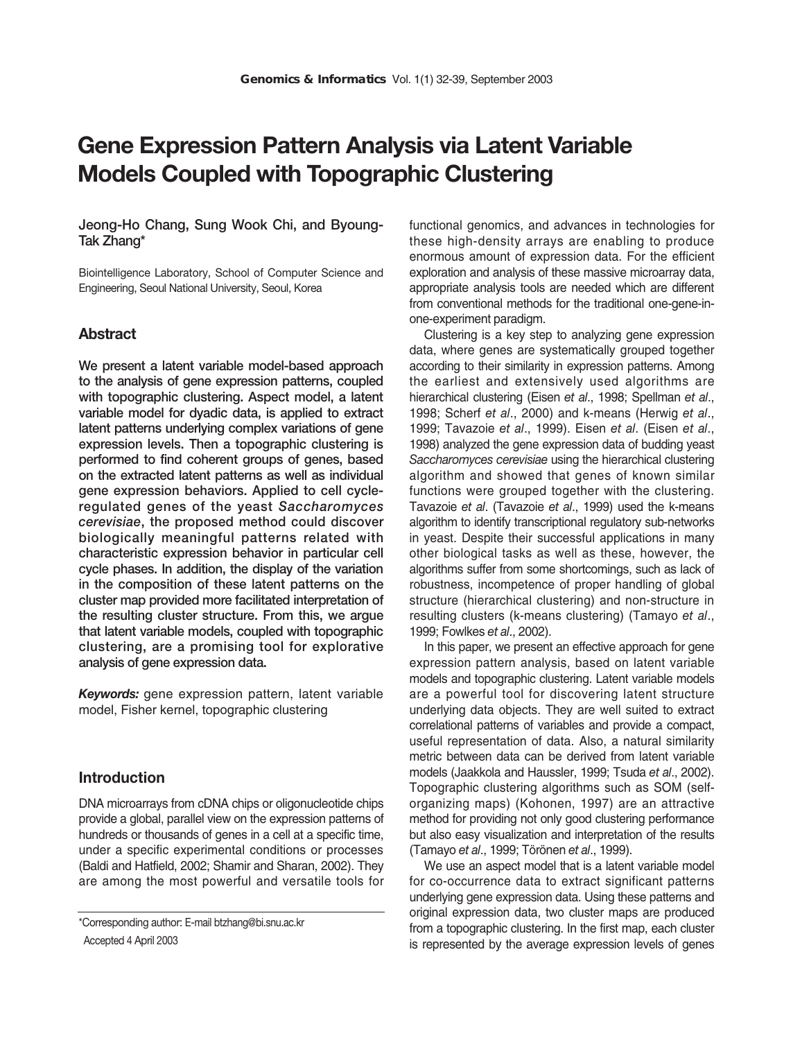# Gene Expression Pattern Analysis via Latent Variable Models Coupled with Topographic Clustering

Jeong-Ho Chang, Sung Wook Chi, and Byoung-Tak Zhang*

Biointelligence Laboratory, School of Computer Science and Engineering, Seoul National University, Seoul, Korea

## Abstract

**We present a latent variable model-based approach to the analysis of gene expression patterns, coupled with topographic clustering. Aspect model, a latent variable model for dyadic data, is applied to extract latent patterns underlying complex variations of gene expression levels. Then a topographic clustering is performed to find coherent groups of genes, based on the extracted latent patterns as well as individual gene expression behaviors. Applied to cell cycle-regulated genes of the yeast *Saccharomyces cerevisiae*, the proposed method could discover biologically meaningful patterns related with characteristic expression behavior in particular cell cycle phases. In addition, the display of the variation in the composition of these latent patterns on the cluster map provided more facilitated interpretation of the resulting cluster structure. From this, we argue that latent variable models, coupled with topographic clustering, are a promising tool for explorative analysis of gene expression data.**

***Keywords:*** gene expression pattern, latent variable model, Fisher kernel, topographic clustering

## Introduction

DNA microarrays from cDNA chips or oligonucleotide chips provide a global, parallel view on the expression patterns of hundreds or thousands of genes in a cell at a specific time, under a specific experimental conditions or processes (Baldi and Hatfield, 2002; Shamir and Sharan, 2002). They are among the most powerful and versatile tools for functional genomics, and advances in technologies for these high-density arrays are enabling to produce enormous amount of expression data. For the efficient exploration and analysis of these massive microarray data, appropriate analysis tools are needed which are different from conventional methods for the traditional one-gene-in-one-experiment paradigm.

Clustering is a key step to analyzing gene expression data, where genes are systematically grouped together according to their similarity in expression patterns. Among the earliest and extensively used algorithms are hierarchical clustering (Eisen *et al*., 1998; Spellman *et al*., 1998; Scherf *et al*., 2000) and k-means (Herwig *et al*., 1999; Tavazoie *et al*., 1999). Eisen *et al*. (Eisen *et al*., 1998) analyzed the gene expression data of budding yeast *Saccharomyces cerevisiae* using the hierarchical clustering algorithm and showed that genes of known similar functions were grouped together with the clustering. Tavazoie *et al*. (Tavazoie *et al*., 1999) used the k-means algorithm to identify transcriptional regulatory sub-networks in yeast. Despite their successful applications in many other biological tasks as well as these, however, the algorithms suffer from some shortcomings, such as lack of robustness, incompetence of proper handling of global structure (hierarchical clustering) and non-structure in resulting clusters (k-means clustering) (Tamayo *et al*., 1999; Fowlkes *et al*., 2002).

In this paper, we present an effective approach for gene expression pattern analysis, based on latent variable models and topographic clustering. Latent variable models are a powerful tool for discovering latent structure underlying data objects. They are well suited to extract correlational patterns of variables and provide a compact, useful representation of data. Also, a natural similarity metric between data can be derived from latent variable models (Jaakkola and Haussler, 1999; Tsuda *et al*., 2002). Topographic clustering algorithms such as SOM (self-organizing maps) (Kohonen, 1997) are an attractive method for providing not only good clustering performance but also easy visualization and interpretation of the results (Tamayo *et al*., 1999; Törönen *et al*., 1999).

We use an aspect model that is a latent variable model for co-occurrence data to extract significant patterns underlying gene expression data. Using these patterns and original expression data, two cluster maps are produced from a topographic clustering. In the first map, each cluster is represented by the average expression levels of genes

*Corresponding author: E-mail btzhang@bi.snu.ac.kr

Accepted 4 April 2003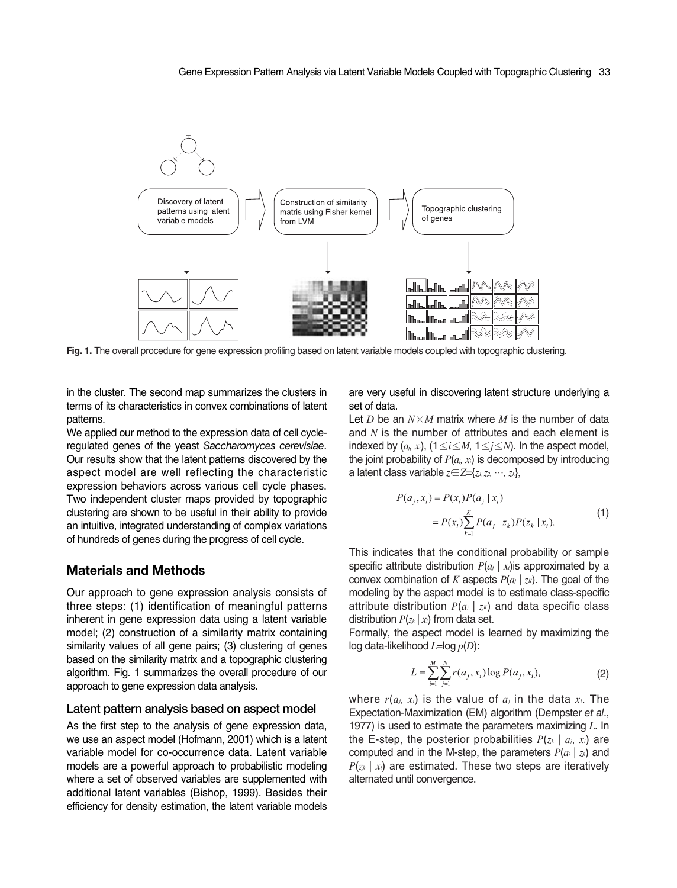Discovery of latent patterns using latent variable models

Construction of similarity matris using Fisher kernel from LVM

Topographic clustering of genes

**Fig. 1.** The overall procedure for gene expression profiling based on latent variable models coupled with topographic clustering.

in the cluster. The second map summarizes the clusters in terms of its characteristics in convex combinations of latent patterns.

We applied our method to the expression data of cell cycle-regulated genes of the yeast *Saccharomyces cerevisiae*. Our results show that the latent patterns discovered by the aspect model are well reflecting the characteristic expression behaviors across various cell cycle phases. Two independent cluster maps provided by topographic clustering are shown to be useful in their ability to provide an intuitive, integrated understanding of complex variations of hundreds of genes during the progress of cell cycle.

## Materials and Methods

Our approach to gene expression analysis consists of three steps: (1) identification of meaningful patterns inherent in gene expression data using a latent variable model; (2) construction of a similarity matrix containing similarity values of all gene pairs; (3) clustering of genes based on the similarity matrix and a topographic clustering algorithm. Fig. 1 summarizes the overall procedure of our approach to gene expression data analysis.

### Latent pattern analysis based on aspect model

As the first step to the analysis of gene expression data, we use an aspect model (Hofmann, 2001) which is a latent variable model for co-occurrence data. Latent variable models are a powerful approach to probabilistic modeling where a set of observed variables are supplemented with additional latent variables (Bishop, 1999). Besides their efficiency for density estimation, the latent variable models are very useful in discovering latent structure underlying a set of data.

Let $D$ be an $N \times M$ matrix where $M$ is the number of data and $N$ is the number of attributes and each element is indexed by $(a_i, x_i)$, $(1 \leq i \leq M,\ 1 \leq j \leq N)$. In the aspect model, the joint probability of $P(a_i, x_i)$ is decomposed by introducing a latent class variable $z \in Z = \{z_1, z_2, \cdots, z_k\}$,

$$P(a_j, x_i) = P(x_i)P(a_j \mid x_i) = P(x_i)\sum_{k=1}^{K} P(a_j \mid z_k)P(z_k \mid x_i). \tag{1}$$

This indicates that the conditional probability or sample specific attribute distribution $P(a_j \mid x_i)$is approximated by a convex combination of $K$ aspects $P(a_j \mid z_k)$. The goal of the modeling by the aspect model is to estimate class-specific attribute distribution $P(a_j \mid z_k)$ and data specific class distribution $P(z_k \mid x_i)$ from data set.

Formally, the aspect model is learned by maximizing the log data-likelihood $L = \log p(D)$:

$$L = \sum_{i=1}^{M}\sum_{j=1}^{N} r(a_j, x_i)\log P(a_j, x_i), \tag{2}$$

where $r(a_j, x_i)$ is the value of $a_j$ in the data $x_i$. The Expectation-Maximization (EM) algorithm (Dempster *et al*., 1977) is used to estimate the parameters maximizing $L$. In the E-step, the posterior probabilities $P(z_k \mid a_j, x_i)$ are computed and in the M-step, the parameters $P(a_j \mid z_k)$ and $P(z_k \mid x_i)$ are estimated. These two steps are iteratively alternated until convergence.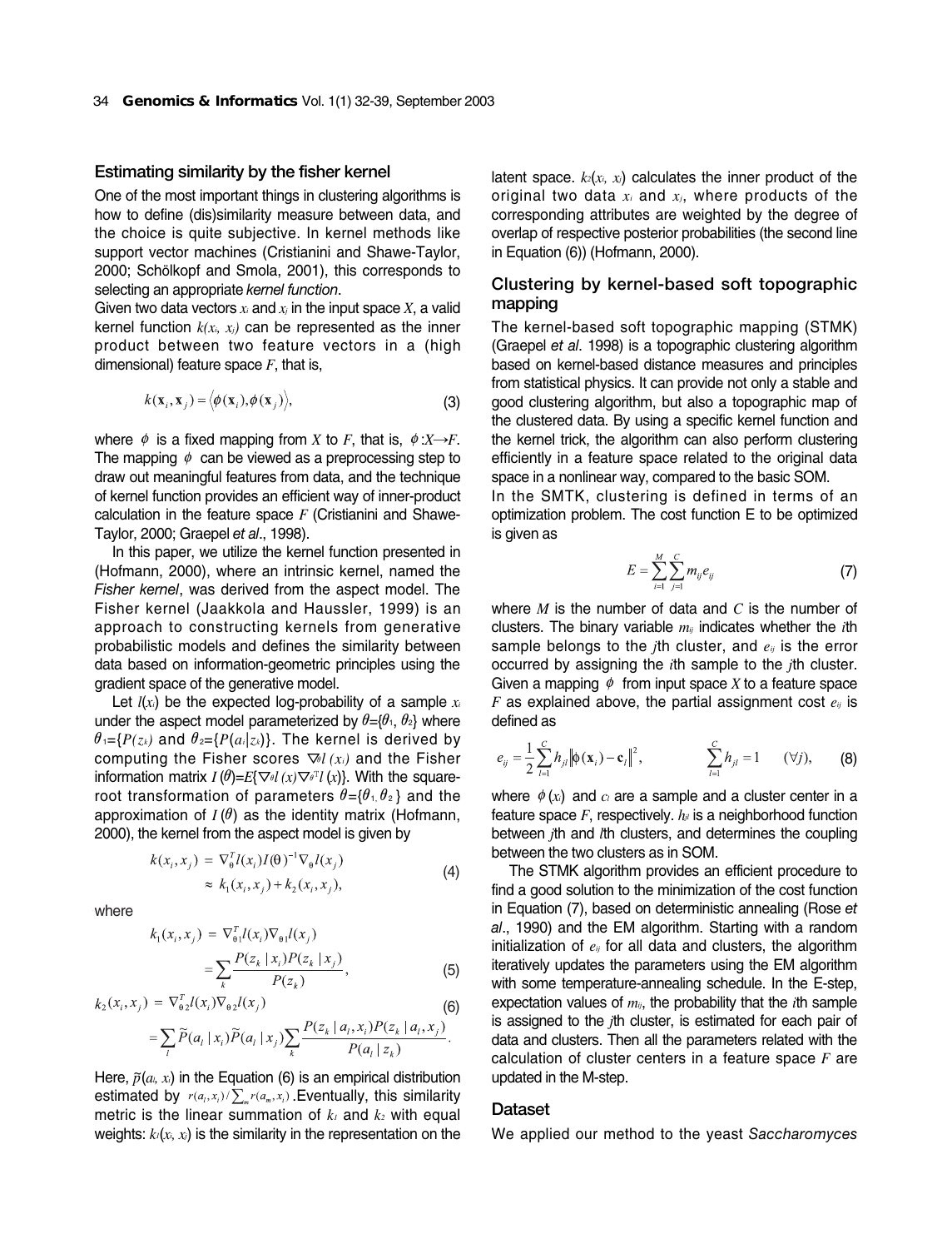### Estimating similarity by the fisher kernel

One of the most important things in clustering algorithms is how to define (dis)similarity measure between data, and the choice is quite subjective. In kernel methods like support vector machines (Cristianini and Shawe-Taylor, 2000; Schölkopf and Smola, 2001), this corresponds to selecting an appropriate *kernel function*.

Given two data vectors $x_i$ and $x_j$ in the input space $X$, a valid kernel function $k(x_i, x_j)$ can be represented as the inner product between two feature vectors in a (high dimensional) feature space $F$, that is,

$$k(\mathbf{x}_i, \mathbf{x}_j) = \langle \phi(\mathbf{x}_i), \phi(\mathbf{x}_j) \rangle, \tag{3}$$

where $\phi$ is a fixed mapping from $X$ to $F$, that is, $\phi: X \rightarrow F$. The mapping $\phi$ can be viewed as a preprocessing step to draw out meaningful features from data, and the technique of kernel function provides an efficient way of inner-product calculation in the feature space $F$ (Cristianini and Shawe-Taylor, 2000; Graepel *et al*., 1998).

In this paper, we utilize the kernel function presented in (Hofmann, 2000), where an intrinsic kernel, named the *Fisher kernel*, was derived from the aspect model. The Fisher kernel (Jaakkola and Haussler, 1999) is an approach to constructing kernels from generative probabilistic models and defines the similarity between data based on information-geometric principles using the gradient space of the generative model.

Let $l(x_i)$ be the expected log-probability of a sample $x_i$ under the aspect model parameterized by $\theta = \{\theta_1, \theta_2\}$ where $\theta_1 = \{P(z_k)\}$ and $\theta_2 = \{P(a_l|z_k)\}$. The kernel is derived by computing the Fisher scores $\nabla_\theta l(x_i)$ and the Fisher information matrix $I(\theta) = E\{\nabla_\theta l(x) \nabla_\theta^T l(x)\}$. With the square-root transformation of parameters $\theta = \{\theta_1, \theta_2\}$ and the approximation of $I(\theta)$ as the identity matrix (Hofmann, 2000), the kernel from the aspect model is given by

$$\begin{aligned} k(x_i, x_j) &= \nabla_\theta^T l(x_i) I(\theta)^{-1} \nabla_\theta l(x_j) \\ &\approx k_1(x_i, x_j) + k_2(x_i, x_j), \end{aligned} \tag{4}$$

where

$$\begin{aligned} k_1(x_i, x_j) &= \nabla_{\theta 1}^T l(x_i) \nabla_{\theta 1} l(x_j) \\ &= \sum_k \frac{P(z_k \mid x_i) P(z_k \mid x_j)}{P(z_k)}, \end{aligned} \tag{5}$$

$$\begin{aligned} k_2(x_i, x_j) &= \nabla_{\theta 2}^T l(x_i) \nabla_{\theta 2} l(x_j) \\ &= \sum_l \tilde{P}(a_l \mid x_i) \tilde{P}(a_l \mid x_j) \sum_k \frac{P(z_k \mid a_l, x_i) P(z_k \mid a_l, x_j)}{P(a_l \mid z_k)}. \end{aligned} \tag{6}$$

Here, $\tilde{p}(a_l, x_i)$ in the Equation (6) is an empirical distribution estimated by $r(a_l, x_i) / \sum_m r(a_m, x_i)$. Eventually, this similarity metric is the linear summation of $k_1$ and $k_2$ with equal weights: $k_1(x_i, x_j)$ is the similarity in the representation on the latent space. $k_2(x_i, x_j)$ calculates the inner product of the original two data $x_i$ and $x_j$, where products of the corresponding attributes are weighted by the degree of overlap of respective posterior probabilities (the second line in Equation (6)) (Hofmann, 2000).

### Clustering by kernel-based soft topographic mapping

The kernel-based soft topographic mapping (STMK) (Graepel *et al*. 1998) is a topographic clustering algorithm based on kernel-based distance measures and principles from statistical physics. It can provide not only a stable and good clustering algorithm, but also a topographic map of the clustered data. By using a specific kernel function and the kernel trick, the algorithm can also perform clustering efficiently in a feature space related to the original data space in a nonlinear way, compared to the basic SOM.

In the SMTK, clustering is defined in terms of an optimization problem. The cost function E to be optimized is given as

$$E = \sum_{i=1}^{M} \sum_{j=1}^{C} m_{ij} e_{ij} \tag{7}$$

where $M$ is the number of data and $C$ is the number of clusters. The binary variable $m_{ij}$ indicates whether the $i$th sample belongs to the $j$th cluster, and $e_{ij}$ is the error occurred by assigning the $i$th sample to the $j$th cluster. Given a mapping $\phi$ from input space $X$ to a feature space $F$ as explained above, the partial assignment cost $e_{ij}$ is defined as

$$e_{ij} = \frac{1}{2} \sum_{l=1}^{C} h_{jl} \left\| \phi(\mathbf{x}_i) - \mathbf{c}_l \right\|^2, \qquad \sum_{l=1}^{C} h_{jl} = 1 \quad (\forall j), \tag{8}$$

where $\phi(x_i)$ and $c_l$ are a sample and a cluster center in a feature space $F$, respectively. $h_{jl}$ is a neighborhood function between $j$th and $l$th clusters, and determines the coupling between the two clusters as in SOM.

The STMK algorithm provides an efficient procedure to find a good solution to the minimization of the cost function in Equation (7), based on deterministic annealing (Rose *et al*., 1990) and the EM algorithm. Starting with a random initialization of $e_{ij}$ for all data and clusters, the algorithm iteratively updates the parameters using the EM algorithm with some temperature-annealing schedule. In the E-step, expectation values of $m_{ij}$, the probability that the $i$th sample is assigned to the $j$th cluster, is estimated for each pair of data and clusters. Then all the parameters related with the calculation of cluster centers in a feature space $F$ are updated in the M-step.

### Dataset

We applied our method to the yeast *Saccharomyces*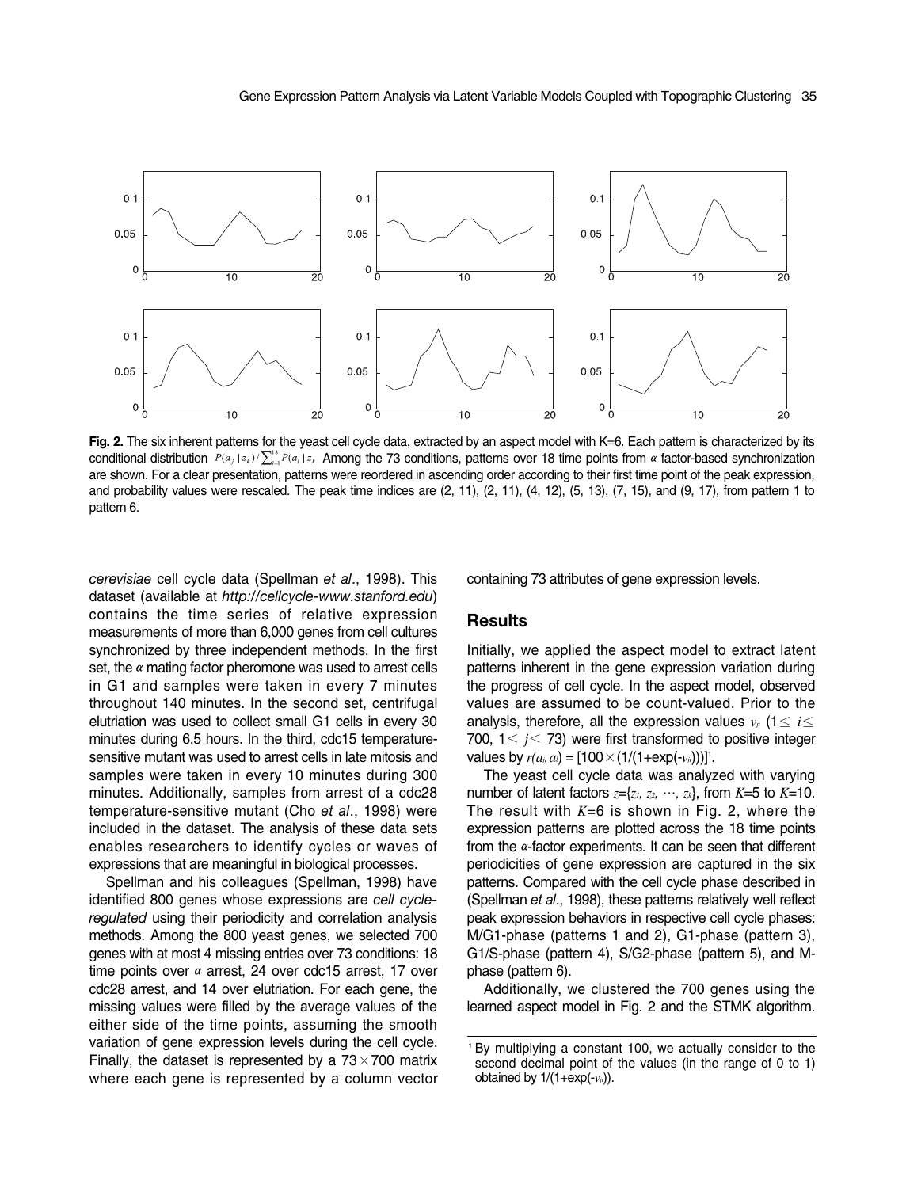**Fig. 2.** The six inherent patterns for the yeast cell cycle data, extracted by an aspect model with K=6. Each pattern is characterized by its conditional distribution $P(a_j | z_k) / \sum_{i=1}^{18} P(a_i | z_k)$ Among the 73 conditions, patterns over 18 time points from $\alpha$ factor-based synchronization are shown. For a clear presentation, patterns were reordered in ascending order according to their first time point of the peak expression, and probability values were rescaled. The peak time indices are (2, 11), (2, 11), (4, 12), (5, 13), (7, 15), and (9, 17), from pattern 1 to pattern 6.

*cerevisiae* cell cycle data (Spellman *et al*., 1998). This dataset (available at *http://cellcycle-www.stanford.edu*) contains the time series of relative expression measurements of more than 6,000 genes from cell cultures synchronized by three independent methods. In the first set, the $\alpha$ mating factor pheromone was used to arrest cells in G1 and samples were taken in every 7 minutes throughout 140 minutes. In the second set, centrifugal elutriation was used to collect small G1 cells in every 30 minutes during 6.5 hours. In the third, cdc15 temperature-sensitive mutant was used to arrest cells in late mitosis and samples were taken in every 10 minutes during 300 minutes. Additionally, samples from arrest of a cdc28 temperature-sensitive mutant (Cho *et al*., 1998) were included in the dataset. The analysis of these data sets enables researchers to identify cycles or waves of expressions that are meaningful in biological processes.

Spellman and his colleagues (Spellman, 1998) have identified 800 genes whose expressions are *cell cycle-regulated* using their periodicity and correlation analysis methods. Among the 800 yeast genes, we selected 700 genes with at most 4 missing entries over 73 conditions: 18 time points over $\alpha$ arrest, 24 over cdc15 arrest, 17 over cdc28 arrest, and 14 over elutriation. For each gene, the missing values were filled by the average values of the either side of the time points, assuming the smooth variation of gene expression levels during the cell cycle. Finally, the dataset is represented by a $73 \times 700$ matrix where each gene is represented by a column vector containing 73 attributes of gene expression levels.

## Results

Initially, we applied the aspect model to extract latent patterns inherent in the gene expression variation during the progress of cell cycle. In the aspect model, observed values are assumed to be count-valued. Prior to the analysis, therefore, all the expression values $v_{ji}$ ($1 \leq i \leq 700$, $1 \leq j \leq 73$) were first transformed to positive integer values by $r(a_i, a_i) = [100 \times (1/(1+\exp(-v_{ji})))]$[1].

The yeast cell cycle data was analyzed with varying number of latent factors $z=\{z_1, z_2, \cdots, z_k\}$, from $K$=5 to $K$=10. The result with $K$=6 is shown in Fig. 2, where the expression patterns are plotted across the 18 time points from the $\alpha$-factor experiments. It can be seen that different periodicities of gene expression are captured in the six patterns. Compared with the cell cycle phase described in (Spellman *et al*., 1998), these patterns relatively well reflect peak expression behaviors in respective cell cycle phases: M/G1-phase (patterns 1 and 2), G1-phase (pattern 3), G1/S-phase (pattern 4), S/G2-phase (pattern 5), and M-phase (pattern 6).

Additionally, we clustered the 700 genes using the learned aspect model in Fig. 2 and the STMK algorithm.

[1] By multiplying a constant 100, we actually consider to the second decimal point of the values (in the range of 0 to 1) obtained by $1/(1+\exp(-v_{ji}))$.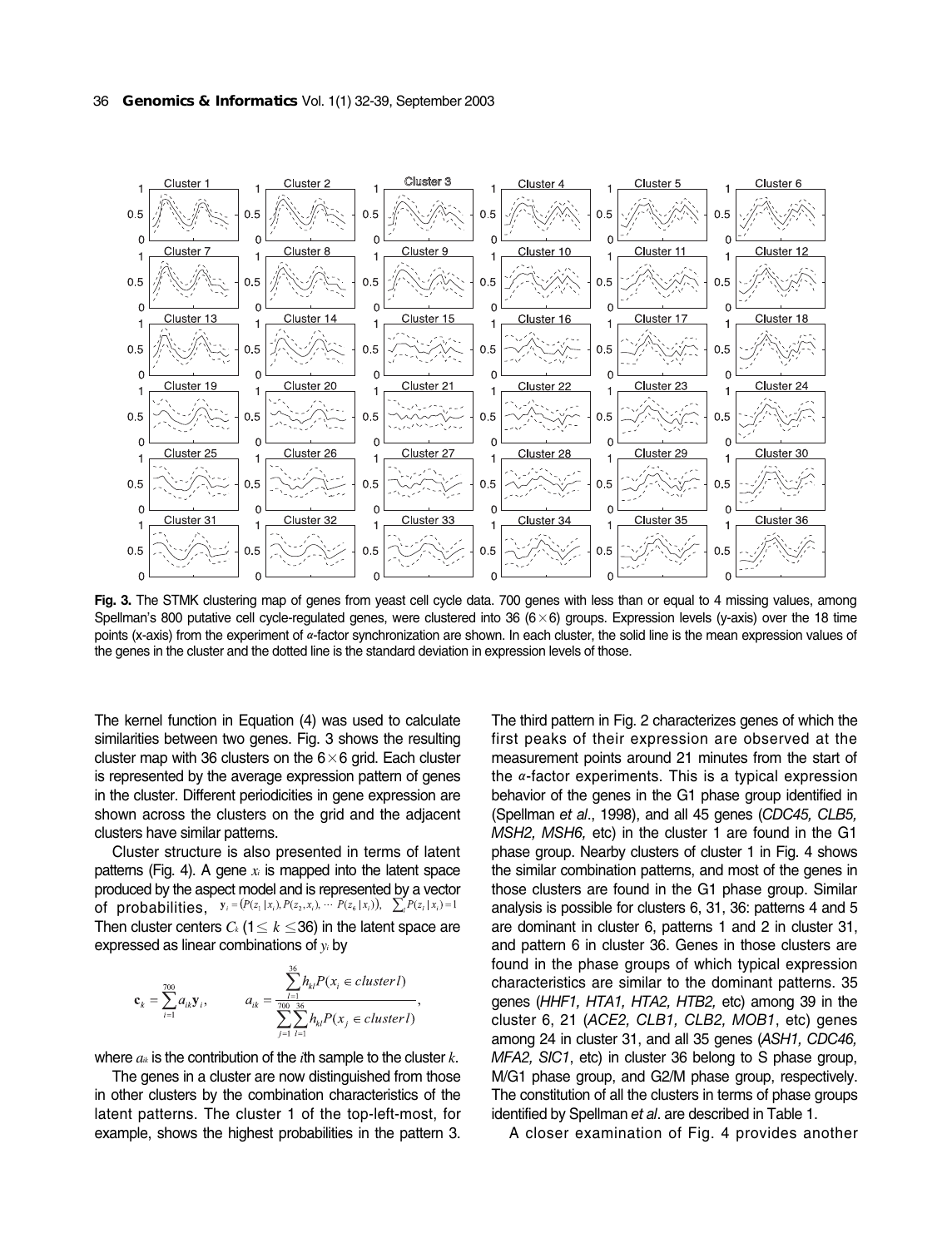**Fig. 3.** The STMK clustering map of genes from yeast cell cycle data. 700 genes with less than or equal to 4 missing values, among Spellman's 800 putative cell cycle-regulated genes, were clustered into 36 ($6 \times 6$) groups. Expression levels (y-axis) over the 18 time points (x-axis) from the experiment of $\alpha$-factor synchronization are shown. In each cluster, the solid line is the mean expression values of the genes in the cluster and the dotted line is the standard deviation in expression levels of those.

The kernel function in Equation (4) was used to calculate similarities between two genes. Fig. 3 shows the resulting cluster map with 36 clusters on the $6 \times 6$ grid. Each cluster is represented by the average expression pattern of genes in the cluster. Different periodicities in gene expression are shown across the clusters on the grid and the adjacent clusters have similar patterns.

Cluster structure is also presented in terms of latent patterns (Fig. 4). A gene $x_i$ is mapped into the latent space produced by the aspect model and is represented by a vector of probabilities, $\mathbf{y}_i = (P(z_1 | x_i), P(z_2, x_i), \cdots P(z_6 | x_i)), \sum_l P(z_l | x_i) = 1$ Then cluster centers $C_k$ ($1 \leq k \leq 36$) in the latent space are expressed as linear combinations of $y_i$ by

$$\mathbf{c}_k = \sum_{i=1}^{700} a_{ik} \mathbf{y}_i, \qquad a_{ik} = \frac{\sum_{l=1}^{36} h_{kl} P(x_i \in cluster\, l)}{\sum_{j=1}^{700} \sum_{l=1}^{36} h_{kl} P(x_j \in cluster\, l)},$$

where $a_{ik}$ is the contribution of the $i$th sample to the cluster $k$.

The genes in a cluster are now distinguished from those in other clusters by the combination characteristics of the latent patterns. The cluster 1 of the top-left-most, for example, shows the highest probabilities in the pattern 3. The third pattern in Fig. 2 characterizes genes of which the first peaks of their expression are observed at the measurement points around 21 minutes from the start of the $\alpha$-factor experiments. This is a typical expression behavior of the genes in the G1 phase group identified in (Spellman *et al*., 1998), and all 45 genes (*CDC45, CLB5, MSH2, MSH6,* etc) in the cluster 1 are found in the G1 phase group. Nearby clusters of cluster 1 in Fig. 4 shows the similar combination patterns, and most of the genes in those clusters are found in the G1 phase group. Similar analysis is possible for clusters 6, 31, 36: patterns 4 and 5 are dominant in cluster 6, patterns 1 and 2 in cluster 31, and pattern 6 in cluster 36. Genes in those clusters are found in the phase groups of which typical expression characteristics are similar to the dominant patterns. 35 genes (*HHF1, HTA1, HTA2, HTB2,* etc) among 39 in the cluster 6, 21 (*ACE2, CLB1, CLB2, MOB1*, etc) genes among 24 in cluster 31, and all 35 genes (*ASH1, CDC46, MFA2, SIC1*, etc) in cluster 36 belong to S phase group, M/G1 phase group, and G2/M phase group, respectively. The constitution of all the clusters in terms of phase groups identified by Spellman *et al*. are described in Table 1.

A closer examination of Fig. 4 provides another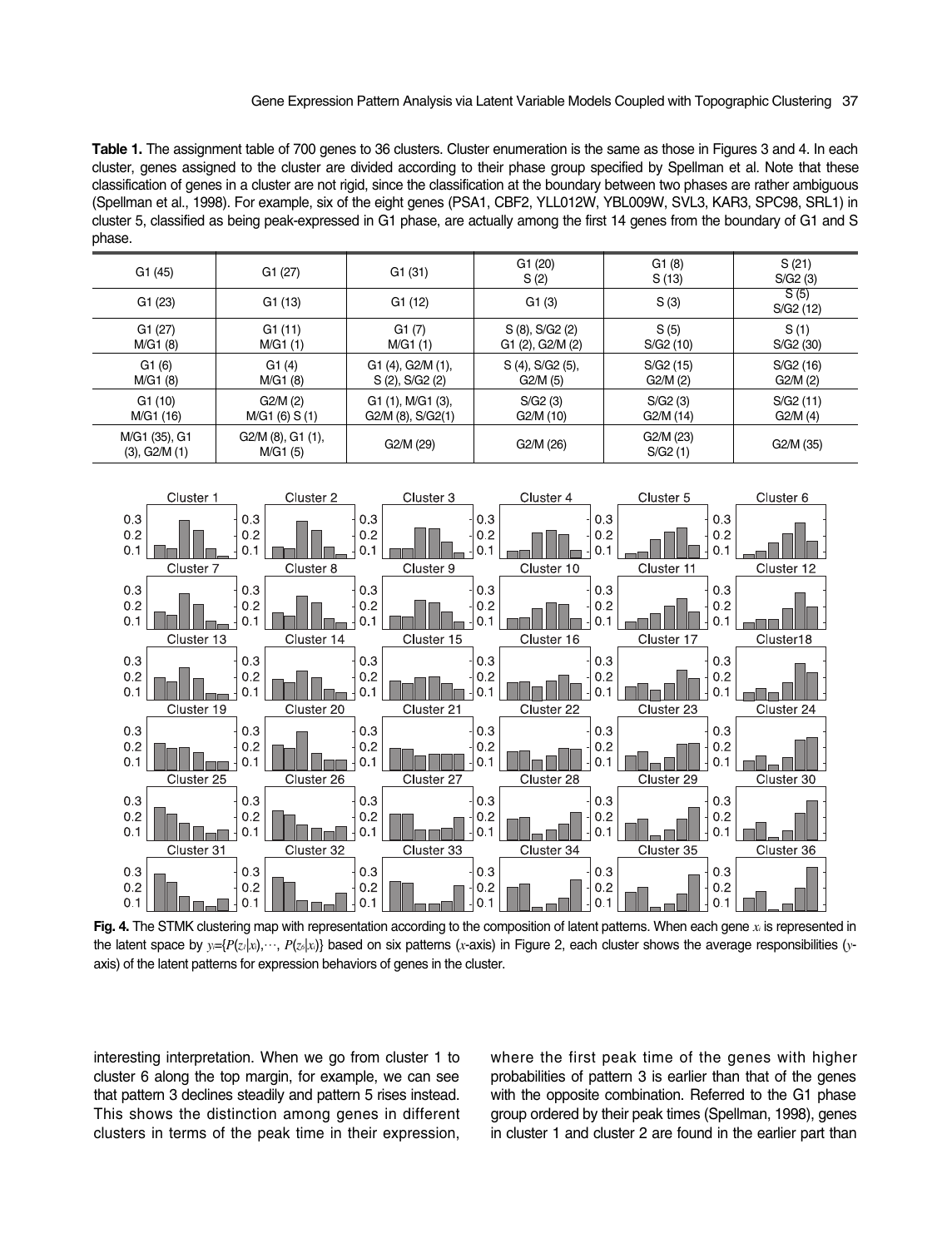**Table 1.** The assignment table of 700 genes to 36 clusters. Cluster enumeration is the same as those in Figures 3 and 4. In each cluster, genes assigned to the cluster are divided according to their phase group specified by Spellman et al. Note that these classification of genes in a cluster are not rigid, since the classification at the boundary between two phases are rather ambiguous (Spellman et al., 1998). For example, six of the eight genes (PSA1, CBF2, YLL012W, YBL009W, SVL3, KAR3, SPC98, SRL1) in cluster 5, classified as being peak-expressed in G1 phase, are actually among the first 14 genes from the boundary of G1 and S phase.

| | | | | | |
|---|---|---|---|---|---|
| G1 (45) | G1 (27) | G1 (31) | G1 (20)<br>S (2) | G1 (8)<br>S (13) | S (21)<br>S/G2 (3) |
| G1 (23) | G1 (13) | G1 (12) | G1 (3) | S (3) | S (5)<br>S/G2 (12) |
| G1 (27)<br>M/G1 (8) | G1 (11)<br>M/G1 (1) | G1 (7)<br>M/G1 (1) | S (8), S/G2 (2)<br>G1 (2), G2/M (2) | S (5)<br>S/G2 (10) | S (1)<br>S/G2 (30) |
| G1 (6)<br>M/G1 (8) | G1 (4)<br>M/G1 (8) | G1 (4), G2/M (1),<br>S (2), S/G2 (2) | S (4), S/G2 (5),<br>G2/M (5) | S/G2 (15)<br>G2/M (2) | S/G2 (16)<br>G2/M (2) |
| G1 (10)<br>M/G1 (16) | G2/M (2)<br>M/G1 (6) S (1) | G1 (1), M/G1 (3),<br>G2/M (8), S/G2(1) | S/G2 (3)<br>G2/M (10) | S/G2 (3)<br>G2/M (14) | S/G2 (11)<br>G2/M (4) |
| M/G1 (35), G1<br>(3), G2/M (1) | G2/M (8), G1 (1),<br>M/G1 (5) | G2/M (29) | G2/M (26) | G2/M (23)<br>S/G2 (1) | G2/M (35) |

**Fig. 4.** The STMK clustering map with representation according to the composition of latent patterns. When each gene $x_i$ is represented in the latent space by $y_i=\{P(z_1|x_i),\cdots, P(z_6|x_i)\}$ based on six patterns ($x$-axis) in Figure 2, each cluster shows the average responsibilities ($y$-axis) of the latent patterns for expression behaviors of genes in the cluster.

interesting interpretation. When we go from cluster 1 to cluster 6 along the top margin, for example, we can see that pattern 3 declines steadily and pattern 5 rises instead. This shows the distinction among genes in different clusters in terms of the peak time in their expression, where the first peak time of the genes with higher probabilities of pattern 3 is earlier than that of the genes with the opposite combination. Referred to the G1 phase group ordered by their peak times (Spellman, 1998), genes in cluster 1 and cluster 2 are found in the earlier part than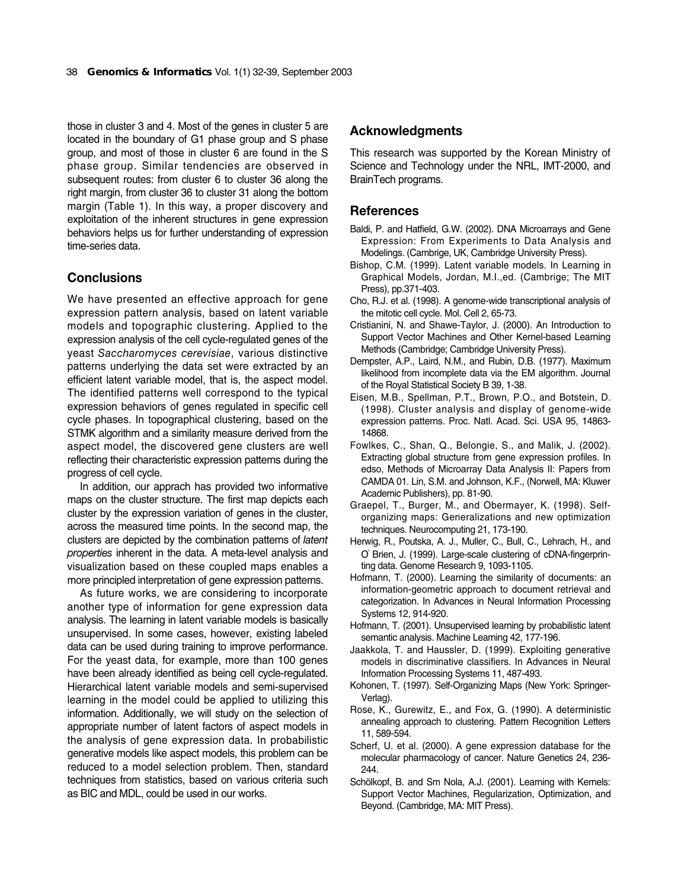those in cluster 3 and 4. Most of the genes in cluster 5 are located in the boundary of G1 phase group and S phase group, and most of those in cluster 6 are found in the S phase group. Similar tendencies are observed in subsequent routes: from cluster 6 to cluster 36 along the right margin, from cluster 36 to cluster 31 along the bottom margin (Table 1). In this way, a proper discovery and exploitation of the inherent structures in gene expression behaviors helps us for further understanding of expression time-series data.

## Conclusions

We have presented an effective approach for gene expression pattern analysis, based on latent variable models and topographic clustering. Applied to the expression analysis of the cell cycle-regulated genes of the yeast *Saccharomyces cerevisiae*, various distinctive patterns underlying the data set were extracted by an efficient latent variable model, that is, the aspect model. The identified patterns well correspond to the typical expression behaviors of genes regulated in specific cell cycle phases. In topographical clustering, based on the STMK algorithm and a similarity measure derived from the aspect model, the discovered gene clusters are well reflecting their characteristic expression patterns during the progress of cell cycle.

In addition, our apprach has provided two informative maps on the cluster structure. The first map depicts each cluster by the expression variation of genes in the cluster, across the measured time points. In the second map, the clusters are depicted by the combination patterns of *latent properties* inherent in the data. A meta-level analysis and visualization based on these coupled maps enables a more principled interpretation of gene expression patterns.

As future works, we are considering to incorporate another type of information for gene expression data analysis. The learning in latent variable models is basically unsupervised. In some cases, however, existing labeled data can be used during training to improve performance. For the yeast data, for example, more than 100 genes have been already identified as being cell cycle-regulated. Hierarchical latent variable models and semi-supervised learning in the model could be applied to utilizing this information. Additionally, we will study on the selection of appropriate number of latent factors of aspect models in the analysis of gene expression data. In probabilistic generative models like aspect models, this problem can be reduced to a model selection problem. Then, standard techniques from statistics, based on various criteria such as BIC and MDL, could be used in our works.

## Acknowledgments

This research was supported by the Korean Ministry of Science and Technology under the NRL, IMT-2000, and BrainTech programs.

## References

Baldi, P. and Hatfield, G.W. (2002). DNA Microarrays and Gene Expression: From Experiments to Data Analysis and Modelings. (Cambrige, UK, Cambridge University Press).

Bishop, C.M. (1999). Latent variable models. In Learning in Graphical Models, Jordan, M.I.,ed. (Cambrige; The MIT Press), pp.371-403.

Cho, R.J. et al. (1998). A genome-wide transcriptional analysis of the mitotic cell cycle. Mol. Cell 2, 65-73.

Cristianini, N. and Shawe-Taylor, J. (2000). An Introduction to Support Vector Machines and Other Kernel-based Learning Methods (Cambridge; Cambridge University Press).

Dempster, A.P., Laird, N.M., and Rubin, D.B. (1977). Maximum likelihood from incomplete data via the EM algorithm. Journal of the Royal Statistical Society B 39, 1-38.

Eisen, M.B., Spellman, P.T., Brown, P.O., and Botstein, D. (1998). Cluster analysis and display of genome-wide expression patterns. Proc. Natl. Acad. Sci. USA 95, 14863-14868.

Fowlkes, C., Shan, Q., Belongie, S., and Malik, J. (2002). Extracting global structure from gene expression profiles. In edso, Methods of Microarray Data Analysis II: Papers from CAMDA 01. Lin, S.M. and Johnson, K.F., (Norwell, MA: Kluwer Academic Publishers), pp. 81-90.

Graepel, T., Burger, M., and Obermayer, K. (1998). Self-organizing maps: Generalizations and new optimization techniques. Neurocomputing 21, 173-190.

Herwig, R., Poutska, A. J., Muller, C., Bull, C., Lehrach, H., and O' Brien, J. (1999). Large-scale clustering of cDNA-fingerprinting data. Genome Research 9, 1093-1105.

Hofmann, T. (2000). Learning the similarity of documents: an information-geometric approach to document retrieval and categorization. In Advances in Neural Information Processing Systems 12, 914-920.

Hofmann, T. (2001). Unsupervised learning by probabilistic latent semantic analysis. Machine Learning 42, 177-196.

Jaakkola, T. and Haussler, D. (1999). Exploiting generative models in discriminative classifiers. In Advances in Neural Information Processing Systems 11, 487-493.

Kohonen, T. (1997). Self-Organizing Maps (New York: Springer-Verlag).

Rose, K., Gurewitz, E., and Fox, G. (1990). A deterministic annealing approach to clustering. Pattern Recognition Letters 11, 589-594.

Scherf, U. et al. (2000). A gene expression database for the molecular pharmacology of cancer. Nature Genetics 24, 236-244.

Schölkopf, B. and Sm Nola, A.J. (2001). Learning with Kernels: Support Vector Machines, Regularization, Optimization, and Beyond. (Cambridge, MA: MIT Press).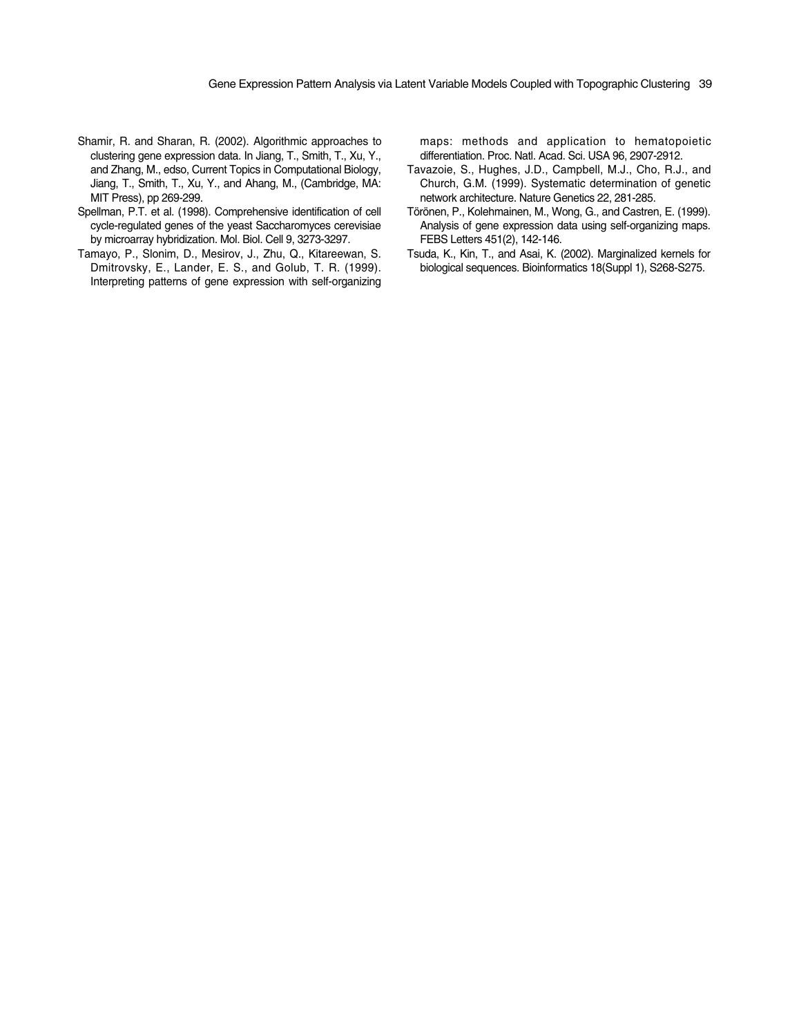Shamir, R. and Sharan, R. (2002). Algorithmic approaches to clustering gene expression data. In Jiang, T., Smith, T., Xu, Y., and Zhang, M., edso, Current Topics in Computational Biology, Jiang, T., Smith, T., Xu, Y., and Ahang, M., (Cambridge, MA: MIT Press), pp 269-299.

Spellman, P.T. et al. (1998). Comprehensive identification of cell cycle-regulated genes of the yeast Saccharomyces cerevisiae by microarray hybridization. Mol. Biol. Cell 9, 3273-3297.

Tamayo, P., Slonim, D., Mesirov, J., Zhu, Q., Kitareewan, S. Dmitrovsky, E., Lander, E. S., and Golub, T. R. (1999). Interpreting patterns of gene expression with self-organizing maps: methods and application to hematopoietic differentiation. Proc. Natl. Acad. Sci. USA 96, 2907-2912.

Tavazoie, S., Hughes, J.D., Campbell, M.J., Cho, R.J., and Church, G.M. (1999). Systematic determination of genetic network architecture. Nature Genetics 22, 281-285.

Törönen, P., Kolehmainen, M., Wong, G., and Castren, E. (1999). Analysis of gene expression data using self-organizing maps. FEBS Letters 451(2), 142-146.

Tsuda, K., Kin, T., and Asai, K. (2002). Marginalized kernels for biological sequences. Bioinformatics 18(Suppl 1), S268-S275.